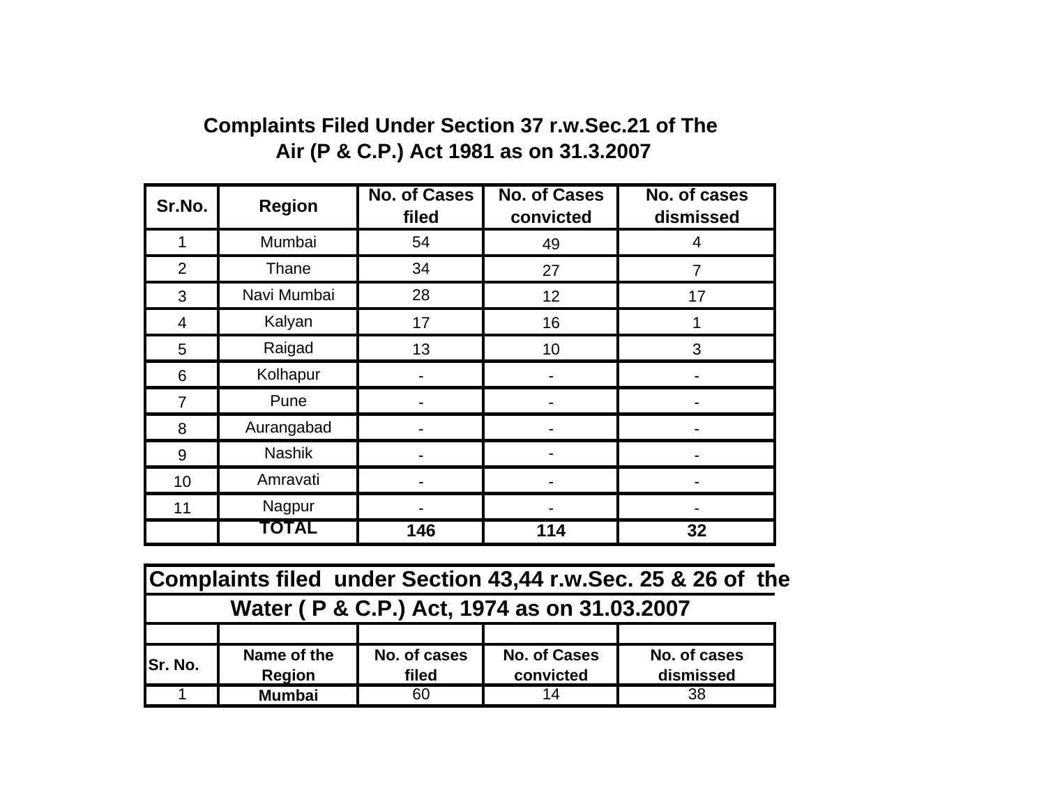## Complaints Filed Under Section 37 r.w.Sec.21 of The Air (P & C.P.) Act 1981 as on 31.3.2007

| Sr.No. | Region | No. of Cases filed | No. of Cases convicted | No. of cases dismissed |
|---|---|---|---|---|
| 1 | Mumbai | 54 | 49 | 4 |
| 2 | Thane | 34 | 27 | 7 |
| 3 | Navi Mumbai | 28 | 12 | 17 |
| 4 | Kalyan | 17 | 16 | 1 |
| 5 | Raigad | 13 | 10 | 3 |
| 6 | Kolhapur | - | - | - |
| 7 | Pune | - | - | - |
| 8 | Aurangabad | - | - | - |
| 9 | Nashik | - | - | - |
| 10 | Amravati | - | - | - |
| 11 | Nagpur | - | - | - |
| | **TOTAL** | **146** | **114** | **32** |

## Complaints filed under Section 43,44 r.w.Sec. 25 & 26 of the Water ( P & C.P.) Act, 1974 as on 31.03.2007

| Sr. No. | Name of the Region | No. of cases filed | No. of Cases convicted | No. of cases dismissed |
|---|---|---|---|---|
| 1 | **Mumbai** | 60 | 14 | 38 |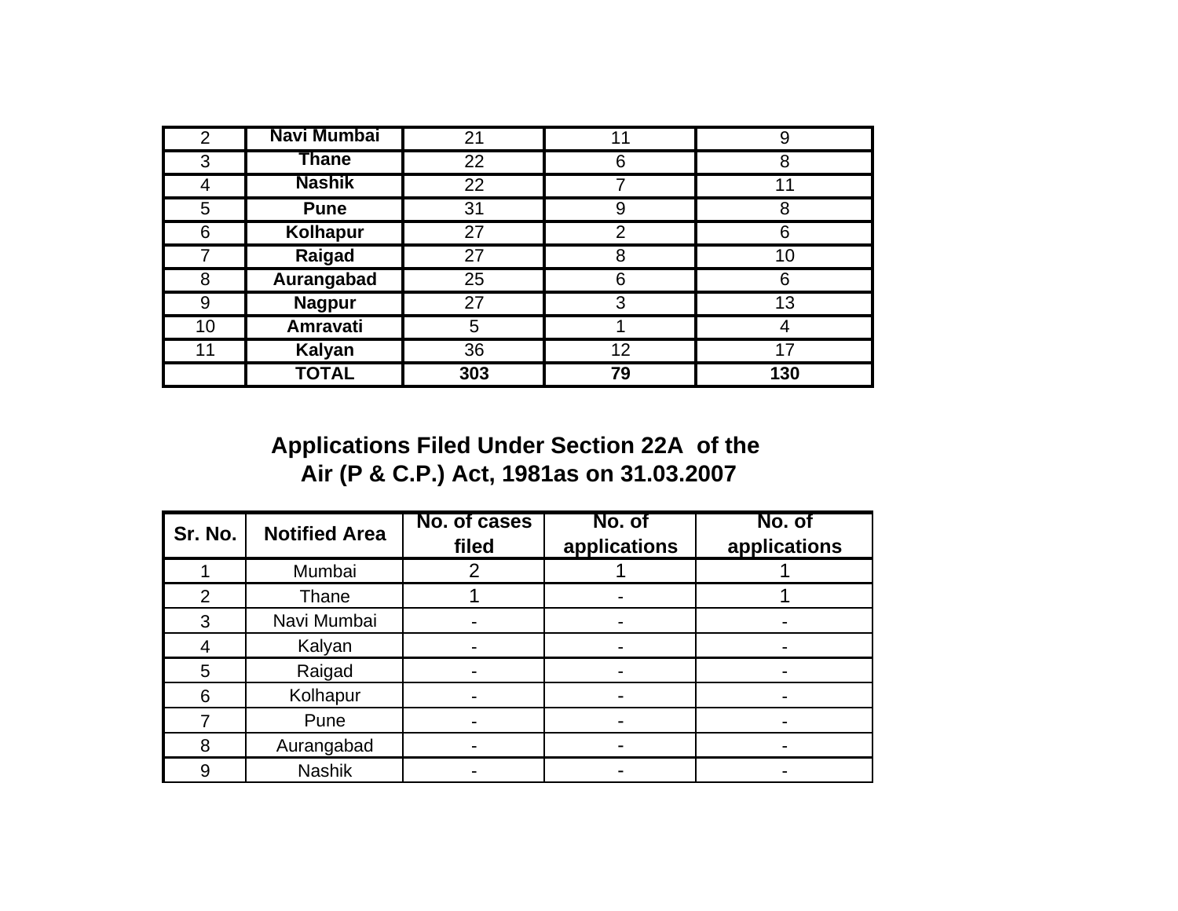| 2 | **Navi Mumbai** | 21 | 11 | 9 |
|---|---|---|---|---|
| 3 | **Thane** | 22 | 6 | 8 |
| 4 | **Nashik** | 22 | 7 | 11 |
| 5 | **Pune** | 31 | 9 | 8 |
| 6 | **Kolhapur** | 27 | 2 | 6 |
| 7 | **Raigad** | 27 | 8 | 10 |
| 8 | **Aurangabad** | 25 | 6 | 6 |
| 9 | **Nagpur** | 27 | 3 | 13 |
| 10 | **Amravati** | 5 | 1 | 4 |
| 11 | **Kalyan** | 36 | 12 | 17 |
| | **TOTAL** | **303** | **79** | **130** |

## Applications Filed Under Section 22A of the Air (P & C.P.) Act, 1981as on 31.03.2007

| Sr. No. | Notified Area | No. of cases filed | No. of applications | No. of applications |
|---|---|---|---|---|
| 1 | Mumbai | 2 | 1 | 1 |
| 2 | Thane | 1 | - | 1 |
| 3 | Navi Mumbai | - | - | - |
| 4 | Kalyan | - | - | - |
| 5 | Raigad | - | - | - |
| 6 | Kolhapur | - | - | - |
| 7 | Pune | - | - | - |
| 8 | Aurangabad | - | - | - |
| 9 | Nashik | - | - | - |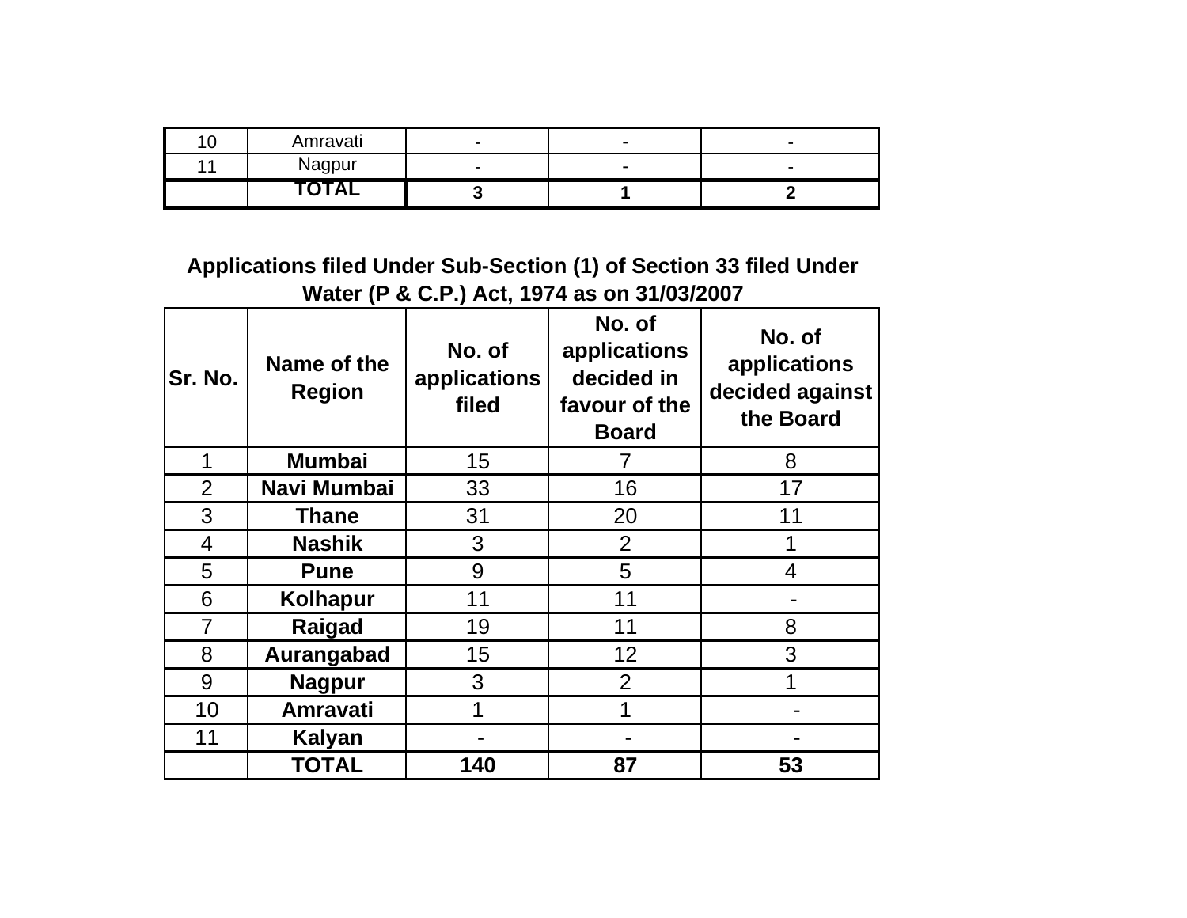| | | | | |
|---|---|---|---|---|
| 10 | Amravati | - | - | - |
| 11 | Nagpur | - | - | - |
| | **TOTAL** | **3** | **1** | **2** |

**Applications filed Under Sub-Section (1) of Section 33 filed Under Water (P & C.P.) Act, 1974 as on 31/03/2007**

| Sr. No. | Name of the Region | No. of applications filed | No. of applications decided in favour of the Board | No. of applications decided against the Board |
|---|---|---|---|---|
| 1 | **Mumbai** | 15 | 7 | 8 |
| 2 | **Navi Mumbai** | 33 | 16 | 17 |
| 3 | **Thane** | 31 | 20 | 11 |
| 4 | **Nashik** | 3 | 2 | 1 |
| 5 | **Pune** | 9 | 5 | 4 |
| 6 | **Kolhapur** | 11 | 11 | - |
| 7 | **Raigad** | 19 | 11 | 8 |
| 8 | **Aurangabad** | 15 | 12 | 3 |
| 9 | **Nagpur** | 3 | 2 | 1 |
| 10 | **Amravati** | 1 | 1 | - |
| 11 | **Kalyan** | - | - | - |
| | **TOTAL** | **140** | **87** | **53** |